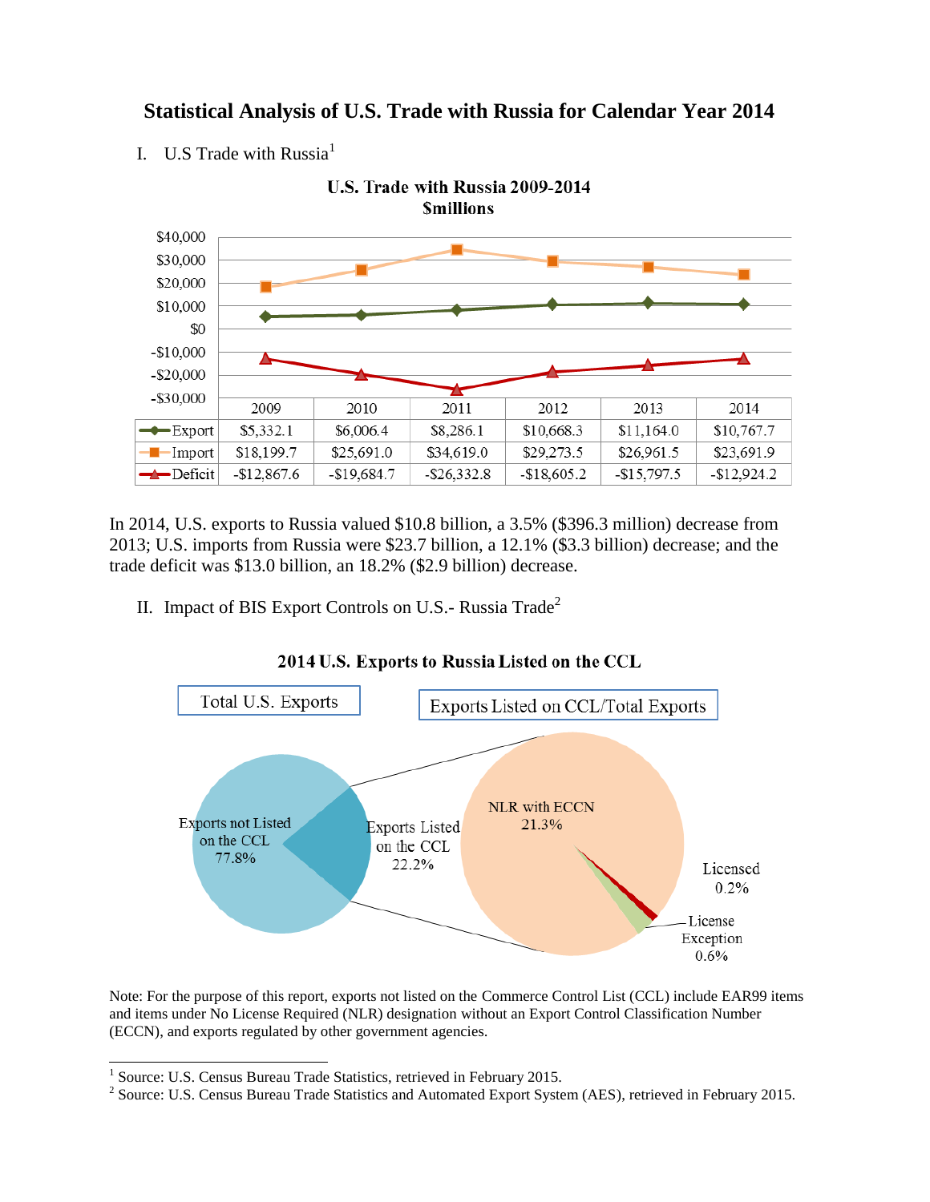# Statistical Analysis of U.S. Trade with Russia for Calendar Year 2014

I. U.S Trade with Russia[1]

**U.S. Trade with Russia 2009-2014**
**$millions**

| | 2009 | 2010 | 2011 | 2012 | 2013 | 2014 |
|---|---|---|---|---|---|---|
| Export | $5,332.1 | $6,006.4 | $8,286.1 | $10,668.3 | $11,164.0 | $10,767.7 |
| Import | $18,199.7 | $25,691.0 | $34,619.0 | $29,273.5 | $26,961.5 | $23,691.9 |
| Deficit | -$12,867.6 | -$19,684.7 | -$26,332.8 | -$18,605.2 | -$15,797.5 | -$12,924.2 |

In 2014, U.S. exports to Russia valued $10.8 billion, a 3.5% ($396.3 million) decrease from 2013; U.S. imports from Russia were $23.7 billion, a 12.1% ($3.3 billion) decrease; and the trade deficit was $13.0 billion, an 18.2% ($2.9 billion) decrease.

II. Impact of BIS Export Controls on U.S.- Russia Trade[2]

**2014 U.S. Exports to Russia Listed on the CCL**

Total U.S. Exports:
- Exports not Listed on the CCL: 77.8%
- Exports Listed on the CCL: 22.2%

Exports Listed on CCL/Total Exports:
- NLR with ECCN: 21.3%
- Licensed: 0.2%
- License Exception: 0.6%

Note: For the purpose of this report, exports not listed on the Commerce Control List (CCL) include EAR99 items and items under No License Required (NLR) designation without an Export Control Classification Number (ECCN), and exports regulated by other government agencies.

[1] Source: U.S. Census Bureau Trade Statistics, retrieved in February 2015.
[2] Source: U.S. Census Bureau Trade Statistics and Automated Export System (AES), retrieved in February 2015.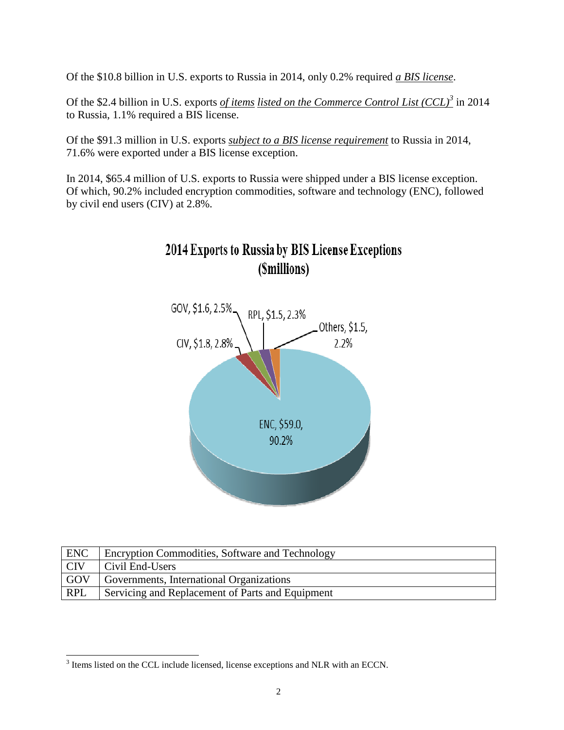Of the $10.8 billion in U.S. exports to Russia in 2014, only 0.2% required *__a BIS license__*.

Of the $2.4 billion in U.S. exports *__of items__* *__listed on the Commerce Control List (CCL)__*[3] in 2014 to Russia, 1.1% required a BIS license.

Of the $91.3 million in U.S. exports *__subject to a BIS license requirement__* to Russia in 2014, 71.6% were exported under a BIS license exception.

In 2014, $65.4 million of U.S. exports to Russia were shipped under a BIS license exception. Of which, 90.2% included encryption commodities, software and technology (ENC), followed by civil end users (CIV) at 2.8%.

**2014 Exports to Russia by BIS License Exceptions ($millions)**

GOV, $1.6, 2.5%

RPL, $1.5, 2.3%

Others, $1.5, 2.2%

CIV, $1.8, 2.8%

ENC, $59.0, 90.2%

| ENC | Encryption Commodities, Software and Technology |
|---|---|
| CIV | Civil End-Users |
| GOV | Governments, International Organizations |
| RPL | Servicing and Replacement of Parts and Equipment |

[3] Items listed on the CCL include licensed, license exceptions and NLR with an ECCN.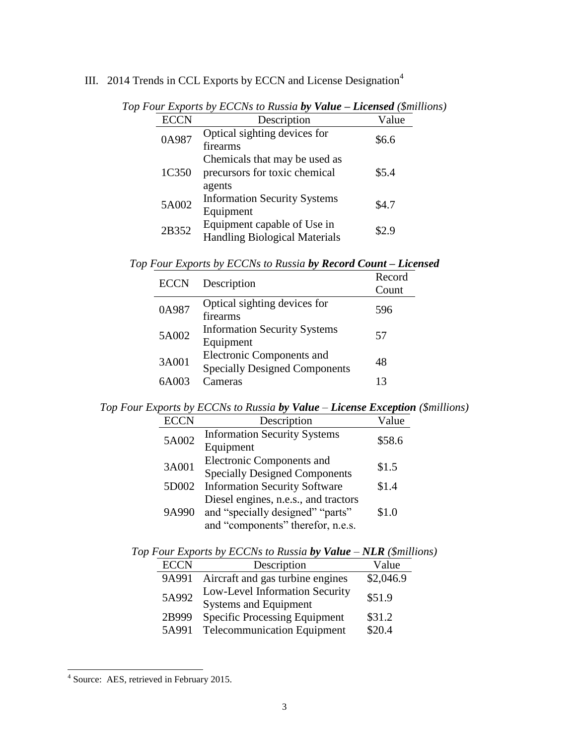## III. 2014 Trends in CCL Exports by ECCN and License Designation[4]

*Top Four Exports by ECCNs to Russia* ***by Value – Licensed*** *($millions)*

| ECCN | Description | Value |
|---|---|---|
| 0A987 | Optical sighting devices for firearms | $6.6 |
| 1C350 | Chemicals that may be used as precursors for toxic chemical agents | $5.4 |
| 5A002 | Information Security Systems Equipment | $4.7 |
| 2B352 | Equipment capable of Use in Handling Biological Materials | $2.9 |

*Top Four Exports by ECCNs to Russia* ***by Record Count – Licensed***

| ECCN | Description | Record Count |
|---|---|---|
| 0A987 | Optical sighting devices for firearms | 596 |
| 5A002 | Information Security Systems Equipment | 57 |
| 3A001 | Electronic Components and Specially Designed Components | 48 |
| 6A003 | Cameras | 13 |

*Top Four Exports by ECCNs to Russia* ***by Value*** *–* ***License Exception*** *($millions)*

| ECCN | Description | Value |
|---|---|---|
| 5A002 | Information Security Systems Equipment | $58.6 |
| 3A001 | Electronic Components and Specially Designed Components | $1.5 |
| 5D002 | Information Security Software | $1.4 |
| 9A990 | Diesel engines, n.e.s., and tractors and "specially designed" "parts" and "components" therefor, n.e.s. | $1.0 |

*Top Four Exports by ECCNs to Russia* ***by Value*** *–* ***NLR*** *($millions)*

| ECCN | Description | Value |
|---|---|---|
| 9A991 | Aircraft and gas turbine engines | $2,046.9 |
| 5A992 | Low-Level Information Security Systems and Equipment | $51.9 |
| 2B999 | Specific Processing Equipment | $31.2 |
| 5A991 | Telecommunication Equipment | $20.4 |

[4] Source: AES, retrieved in February 2015.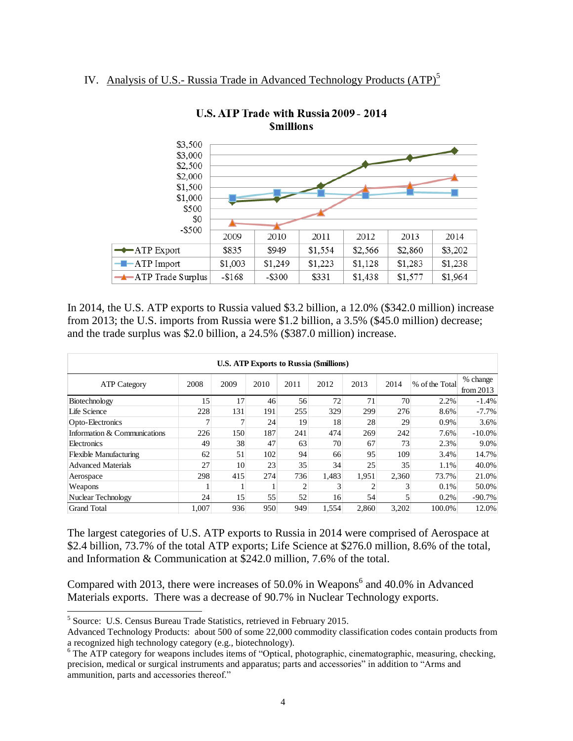## IV. Analysis of U.S.- Russia Trade in Advanced Technology Products (ATP)[5]

**U.S. ATP Trade with Russia 2009 - 2014**
**$millions**

| | 2009 | 2010 | 2011 | 2012 | 2013 | 2014 |
|---|---|---|---|---|---|---|
| ATP Export | $835 | $949 | $1,554 | $2,566 | $2,860 | $3,202 |
| ATP Import | $1,003 | $1,249 | $1,223 | $1,128 | $1,283 | $1,238 |
| ATP Trade Surplus | -$168 | -$300 | $331 | $1,438 | $1,577 | $1,964 |

In 2014, the U.S. ATP exports to Russia valued $3.2 billion, a 12.0% ($342.0 million) increase from 2013; the U.S. imports from Russia were $1.2 billion, a 3.5% ($45.0 million) decrease; and the trade surplus was $2.0 billion, a 24.5% ($387.0 million) increase.

**U.S. ATP Exports to Russia ($millions)**

| ATP Category | 2008 | 2009 | 2010 | 2011 | 2012 | 2013 | 2014 | % of the Total | % change from 2013 |
|---|---|---|---|---|---|---|---|---|---|
| Biotechnology | 15 | 17 | 46 | 56 | 72 | 71 | 70 | 2.2% | -1.4% |
| Life Science | 228 | 131 | 191 | 255 | 329 | 299 | 276 | 8.6% | -7.7% |
| Opto-Electronics | 7 | 7 | 24 | 19 | 18 | 28 | 29 | 0.9% | 3.6% |
| Information & Communications | 226 | 150 | 187 | 241 | 474 | 269 | 242 | 7.6% | -10.0% |
| Electronics | 49 | 38 | 47 | 63 | 70 | 67 | 73 | 2.3% | 9.0% |
| Flexible Manufacturing | 62 | 51 | 102 | 94 | 66 | 95 | 109 | 3.4% | 14.7% |
| Advanced Materials | 27 | 10 | 23 | 35 | 34 | 25 | 35 | 1.1% | 40.0% |
| Aerospace | 298 | 415 | 274 | 736 | 1,483 | 1,951 | 2,360 | 73.7% | 21.0% |
| Weapons | 1 | 1 | 1 | 2 | 3 | 2 | 3 | 0.1% | 50.0% |
| Nuclear Technology | 24 | 15 | 55 | 52 | 16 | 54 | 5 | 0.2% | -90.7% |
| Grand Total | 1,007 | 936 | 950 | 949 | 1,554 | 2,860 | 3,202 | 100.0% | 12.0% |

The largest categories of U.S. ATP exports to Russia in 2014 were comprised of Aerospace at $2.4 billion, 73.7% of the total ATP exports; Life Science at $276.0 million, 8.6% of the total, and Information & Communication at $242.0 million, 7.6% of the total.

Compared with 2013, there were increases of 50.0% in Weapons[6] and 40.0% in Advanced Materials exports. There was a decrease of 90.7% in Nuclear Technology exports.

---

[5] Source: U.S. Census Bureau Trade Statistics, retrieved in February 2015.
Advanced Technology Products: about 500 of some 22,000 commodity classification codes contain products from a recognized high technology category (e.g., biotechnology).

[6] The ATP category for weapons includes items of "Optical, photographic, cinematographic, measuring, checking, precision, medical or surgical instruments and apparatus; parts and accessories" in addition to "Arms and ammunition, parts and accessories thereof."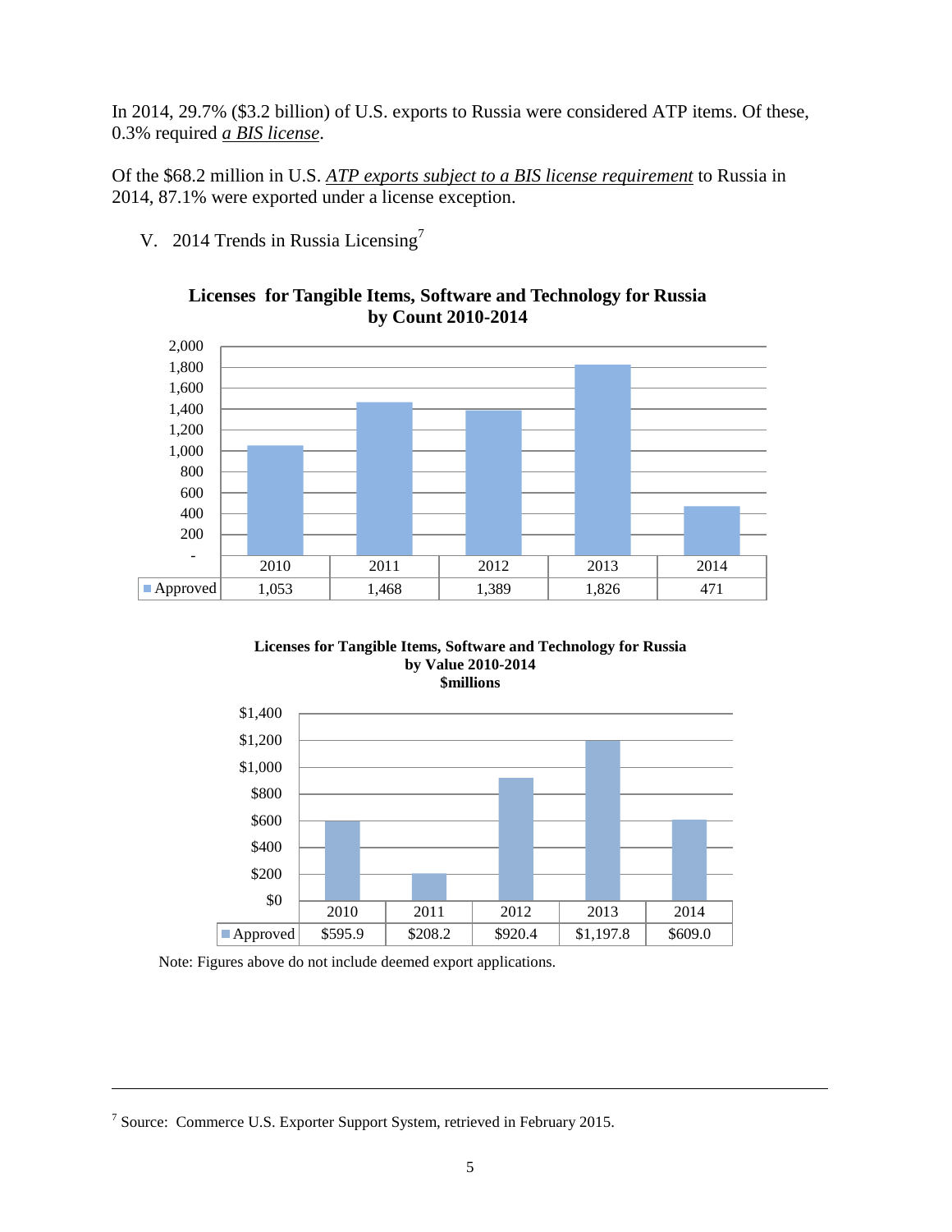In 2014, 29.7% ($3.2 billion) of U.S. exports to Russia were considered ATP items. Of these, 0.3% required *a BIS license*.

Of the $68.2 million in U.S. *ATP exports subject to a BIS license requirement* to Russia in 2014, 87.1% were exported under a license exception.

V. 2014 Trends in Russia Licensing[7]

**Licenses for Tangible Items, Software and Technology for Russia by Count 2010-2014**

| | 2010 | 2011 | 2012 | 2013 | 2014 |
|---|---|---|---|---|---|
| Approved | 1,053 | 1,468 | 1,389 | 1,826 | 471 |

**Licenses for Tangible Items, Software and Technology for Russia by Value 2010-2014 $millions**

| | 2010 | 2011 | 2012 | 2013 | 2014 |
|---|---|---|---|---|---|
| Approved | $595.9 | $208.2 | $920.4 | $1,197.8 | $609.0 |

Note: Figures above do not include deemed export applications.

[7] Source: Commerce U.S. Exporter Support System, retrieved in February 2015.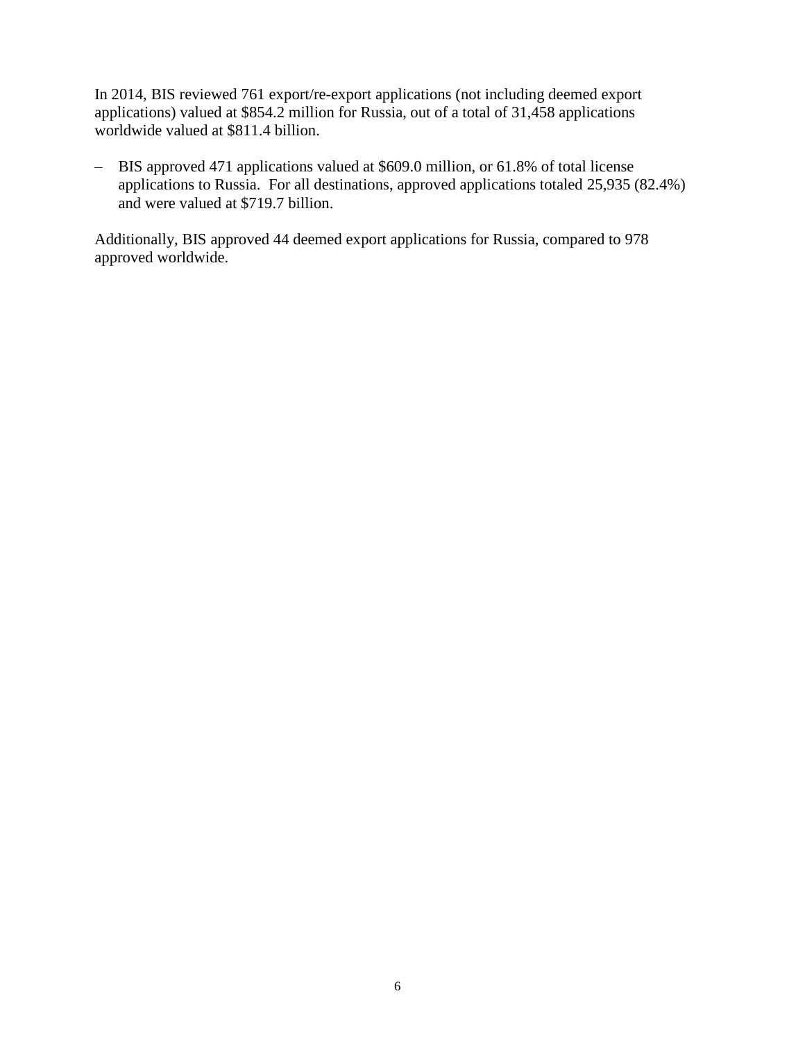In 2014, BIS reviewed 761 export/re-export applications (not including deemed export applications) valued at $854.2 million for Russia, out of a total of 31,458 applications worldwide valued at $811.4 billion.

– BIS approved 471 applications valued at $609.0 million, or 61.8% of total license applications to Russia. For all destinations, approved applications totaled 25,935 (82.4%) and were valued at $719.7 billion.

Additionally, BIS approved 44 deemed export applications for Russia, compared to 978 approved worldwide.